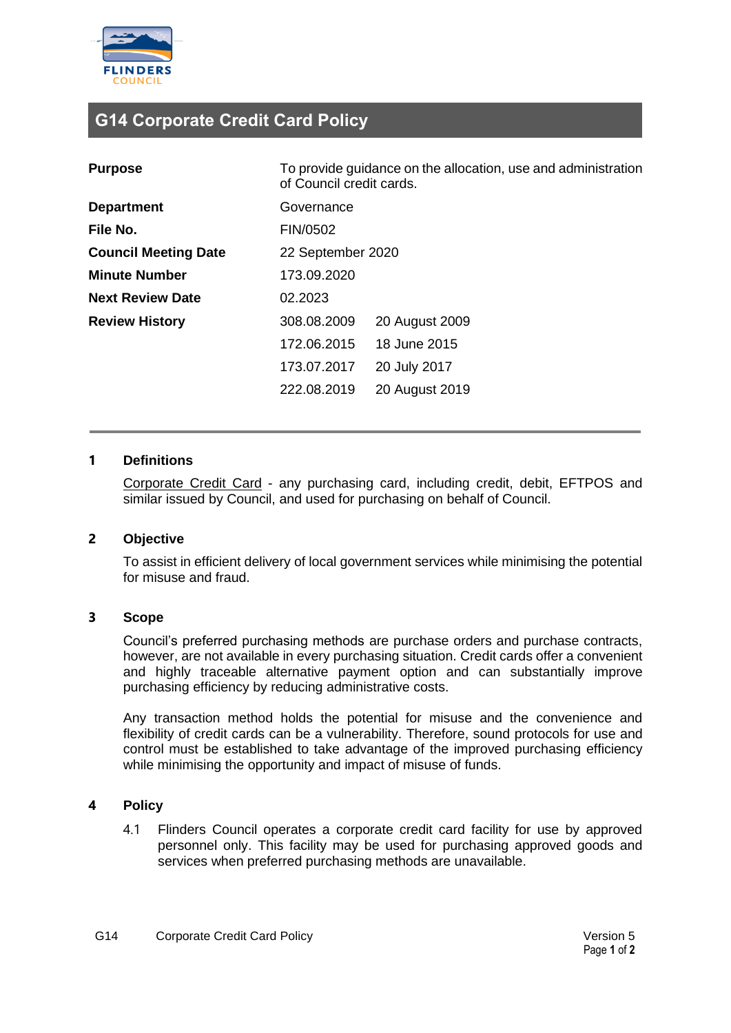# G14 Corporate Credit Card Policy

| | | |
|---|---|---|
| **Purpose** | To provide guidance on the allocation, use and administration of Council credit cards. | |
| **Department** | Governance | |
| **File No.** | FIN/0502 | |
| **Council Meeting Date** | 22 September 2020 | |
| **Minute Number** | 173.09.2020 | |
| **Next Review Date** | 02.2023 | |
| **Review History** | 308.08.2009 | 20 August 2009 |
| | 172.06.2015 | 18 June 2015 |
| | 173.07.2017 | 20 July 2017 |
| | 222.08.2019 | 20 August 2019 |

## 1 Definitions

Corporate Credit Card - any purchasing card, including credit, debit, EFTPOS and similar issued by Council, and used for purchasing on behalf of Council.

## 2 Objective

To assist in efficient delivery of local government services while minimising the potential for misuse and fraud.

## 3 Scope

Council's preferred purchasing methods are purchase orders and purchase contracts, however, are not available in every purchasing situation. Credit cards offer a convenient and highly traceable alternative payment option and can substantially improve purchasing efficiency by reducing administrative costs.

Any transaction method holds the potential for misuse and the convenience and flexibility of credit cards can be a vulnerability. Therefore, sound protocols for use and control must be established to take advantage of the improved purchasing efficiency while minimising the opportunity and impact of misuse of funds.

## 4 Policy

4.1 Flinders Council operates a corporate credit card facility for use by approved personnel only. This facility may be used for purchasing approved goods and services when preferred purchasing methods are unavailable.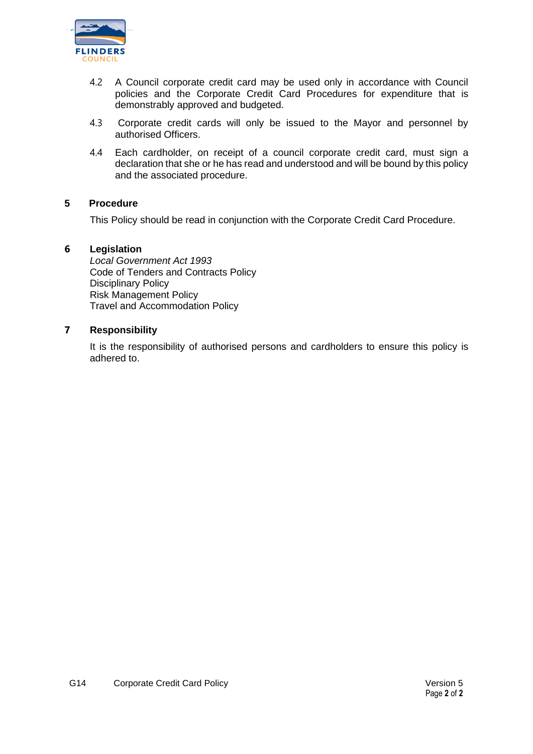4.2 A Council corporate credit card may be used only in accordance with Council policies and the Corporate Credit Card Procedures for expenditure that is demonstrably approved and budgeted.

4.3 Corporate credit cards will only be issued to the Mayor and personnel by authorised Officers.

4.4 Each cardholder, on receipt of a council corporate credit card, must sign a declaration that she or he has read and understood and will be bound by this policy and the associated procedure.

## 5 Procedure

This Policy should be read in conjunction with the Corporate Credit Card Procedure.

## 6 Legislation

*Local Government Act 1993*
Code of Tenders and Contracts Policy
Disciplinary Policy
Risk Management Policy
Travel and Accommodation Policy

## 7 Responsibility

It is the responsibility of authorised persons and cardholders to ensure this policy is adhered to.